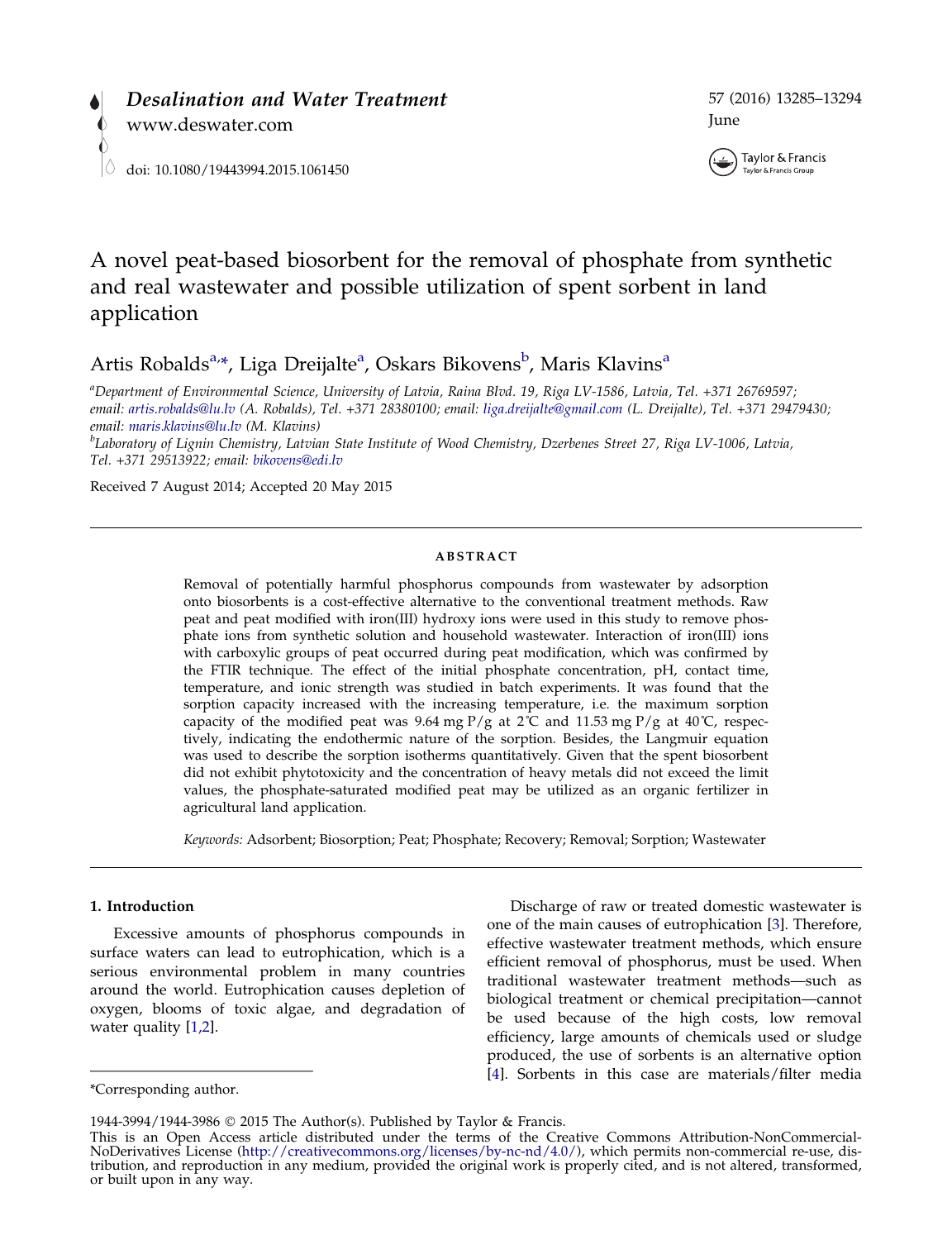# A novel peat-based biosorbent for the removal of phosphate from synthetic and real wastewater and possible utilization of spent sorbent in land application

Artis Robalds[a,*], Liga Dreijalte[a], Oskars Bikovens[b], Maris Klavins[a]

[a]*Department of Environmental Science, University of Latvia, Raina Blvd. 19, Riga LV-1586, Latvia, Tel. +371 26769597; email: artis.robalds@lu.lv (A. Robalds), Tel. +371 28380100; email: liga.dreijalte@gmail.com (L. Dreijalte), Tel. +371 29479430; email: maris.klavins@lu.lv (M. Klavins)*

[b]*Laboratory of Lignin Chemistry, Latvian State Institute of Wood Chemistry, Dzerbenes Street 27, Riga LV-1006, Latvia, Tel. +371 29513922; email: bikovens@edi.lv*

Received 7 August 2014; Accepted 20 May 2015

## ABSTRACT

Removal of potentially harmful phosphorus compounds from wastewater by adsorption onto biosorbents is a cost-effective alternative to the conventional treatment methods. Raw peat and peat modified with iron(III) hydroxy ions were used in this study to remove phosphate ions from synthetic solution and household wastewater. Interaction of iron(III) ions with carboxylic groups of peat occurred during peat modification, which was confirmed by the FTIR technique. The effect of the initial phosphate concentration, pH, contact time, temperature, and ionic strength was studied in batch experiments. It was found that the sorption capacity increased with the increasing temperature, i.e. the maximum sorption capacity of the modified peat was 9.64 mg P/g at 2°C and 11.53 mg P/g at 40°C, respectively, indicating the endothermic nature of the sorption. Besides, the Langmuir equation was used to describe the sorption isotherms quantitatively. Given that the spent biosorbent did not exhibit phytotoxicity and the concentration of heavy metals did not exceed the limit values, the phosphate-saturated modified peat may be utilized as an organic fertilizer in agricultural land application.

*Keywords:* Adsorbent; Biosorption; Peat; Phosphate; Recovery; Removal; Sorption; Wastewater

## 1. Introduction

Excessive amounts of phosphorus compounds in surface waters can lead to eutrophication, which is a serious environmental problem in many countries around the world. Eutrophication causes depletion of oxygen, blooms of toxic algae, and degradation of water quality [1,2].

Discharge of raw or treated domestic wastewater is one of the main causes of eutrophication [3]. Therefore, effective wastewater treatment methods, which ensure efficient removal of phosphorus, must be used. When traditional wastewater treatment methods—such as biological treatment or chemical precipitation—cannot be used because of the high costs, low removal efficiency, large amounts of chemicals used or sludge produced, the use of sorbents is an alternative option [4]. Sorbents in this case are materials/filter media

*Corresponding author.

1944-3994/1944-3986 © 2015 The Author(s). Published by Taylor & Francis.

This is an Open Access article distributed under the terms of the Creative Commons Attribution-NonCommercial-NoDerivatives License (http://creativecommons.org/licenses/by-nc-nd/4.0/), which permits non-commercial re-use, distribution, and reproduction in any medium, provided the original work is properly cited, and is not altered, transformed, or built upon in any way.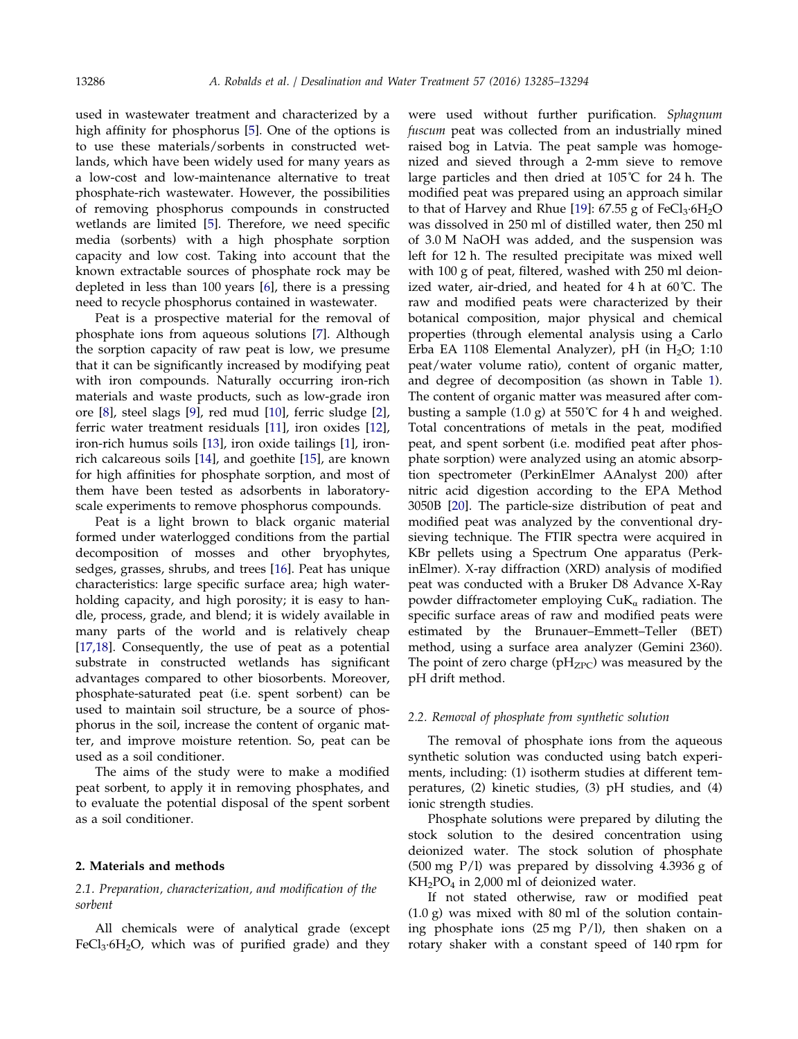used in wastewater treatment and characterized by a high affinity for phosphorus [5]. One of the options is to use these materials/sorbents in constructed wetlands, which have been widely used for many years as a low-cost and low-maintenance alternative to treat phosphate-rich wastewater. However, the possibilities of removing phosphorus compounds in constructed wetlands are limited [5]. Therefore, we need specific media (sorbents) with a high phosphate sorption capacity and low cost. Taking into account that the known extractable sources of phosphate rock may be depleted in less than 100 years [6], there is a pressing need to recycle phosphorus contained in wastewater.

Peat is a prospective material for the removal of phosphate ions from aqueous solutions [7]. Although the sorption capacity of raw peat is low, we presume that it can be significantly increased by modifying peat with iron compounds. Naturally occurring iron-rich materials and waste products, such as low-grade iron ore [8], steel slags [9], red mud [10], ferric sludge [2], ferric water treatment residuals [11], iron oxides [12], iron-rich humus soils [13], iron oxide tailings [1], iron-rich calcareous soils [14], and goethite [15], are known for high affinities for phosphate sorption, and most of them have been tested as adsorbents in laboratory-scale experiments to remove phosphorus compounds.

Peat is a light brown to black organic material formed under waterlogged conditions from the partial decomposition of mosses and other bryophytes, sedges, grasses, shrubs, and trees [16]. Peat has unique characteristics: large specific surface area; high water-holding capacity, and high porosity; it is easy to handle, process, grade, and blend; it is widely available in many parts of the world and is relatively cheap [17,18]. Consequently, the use of peat as a potential substrate in constructed wetlands has significant advantages compared to other biosorbents. Moreover, phosphate-saturated peat (i.e. spent sorbent) can be used to maintain soil structure, be a source of phosphorus in the soil, increase the content of organic matter, and improve moisture retention. So, peat can be used as a soil conditioner.

The aims of the study were to make a modified peat sorbent, to apply it in removing phosphates, and to evaluate the potential disposal of the spent sorbent as a soil conditioner.

## 2. Materials and methods

### 2.1. Preparation, characterization, and modification of the sorbent

All chemicals were of analytical grade (except $FeCl_3{\cdot}6H_2O$, which was of purified grade) and they were used without further purification. *Sphagnum fuscum* peat was collected from an industrially mined raised bog in Latvia. The peat sample was homogenized and sieved through a 2-mm sieve to remove large particles and then dried at 105˚C for 24 h. The modified peat was prepared using an approach similar to that of Harvey and Rhue [19]: 67.55 g of $FeCl_3{\cdot}6H_2O$ was dissolved in 250 ml of distilled water, then 250 ml of 3.0 M NaOH was added, and the suspension was left for 12 h. The resulted precipitate was mixed well with 100 g of peat, filtered, washed with 250 ml deionized water, air-dried, and heated for 4 h at 60˚C. The raw and modified peats were characterized by their botanical composition, major physical and chemical properties (through elemental analysis using a Carlo Erba EA 1108 Elemental Analyzer), pH (in $H_2O$; 1:10 peat/water volume ratio), content of organic matter, and degree of decomposition (as shown in Table 1). The content of organic matter was measured after combusting a sample (1.0 g) at 550˚C for 4 h and weighed. Total concentrations of metals in the peat, modified peat, and spent sorbent (i.e. modified peat after phosphate sorption) were analyzed using an atomic absorption spectrometer (PerkinElmer AAnalyst 200) after nitric acid digestion according to the EPA Method 3050B [20]. The particle-size distribution of peat and modified peat was analyzed by the conventional dry-sieving technique. The FTIR spectra were acquired in KBr pellets using a Spectrum One apparatus (PerkinElmer). X-ray diffraction (XRD) analysis of modified peat was conducted with a Bruker D8 Advance X-Ray powder diffractometer employing $CuK_{\alpha}$ radiation. The specific surface areas of raw and modified peats were estimated by the Brunauer–Emmett–Teller (BET) method, using a surface area analyzer (Gemini 2360). The point of zero charge ($pH_{ZPC}$) was measured by the pH drift method.

### 2.2. Removal of phosphate from synthetic solution

The removal of phosphate ions from the aqueous synthetic solution was conducted using batch experiments, including: (1) isotherm studies at different temperatures, (2) kinetic studies, (3) pH studies, and (4) ionic strength studies.

Phosphate solutions were prepared by diluting the stock solution to the desired concentration using deionized water. The stock solution of phosphate (500 mg P/l) was prepared by dissolving 4.3936 g of $KH_2PO_4$ in 2,000 ml of deionized water.

If not stated otherwise, raw or modified peat (1.0 g) was mixed with 80 ml of the solution containing phosphate ions (25 mg P/l), then shaken on a rotary shaker with a constant speed of 140 rpm for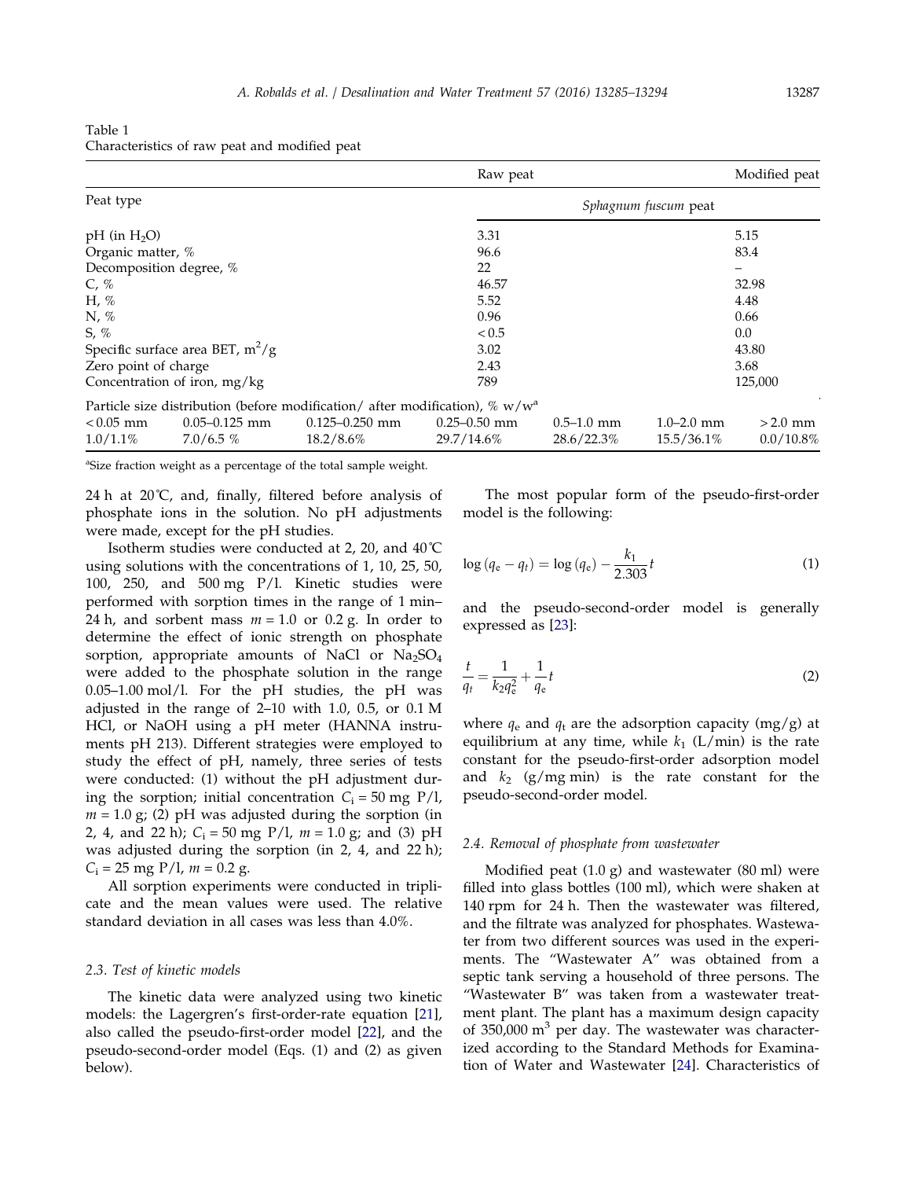Table 1
Characteristics of raw peat and modified peat

| Peat type | | | Raw peat | | | Modified peat |
|---|---|---|---|---|---|---|
| | | | *Sphagnum fuscum* peat | | | |
| pH (in $H_2O$) | | | 3.31 | | | 5.15 |
| Organic matter, % | | | 96.6 | | | 83.4 |
| Decomposition degree, % | | | 22 | | | – |
| C, % | | | 46.57 | | | 32.98 |
| H, % | | | 5.52 | | | 4.48 |
| N, % | | | 0.96 | | | 0.66 |
| S, % | | | < 0.5 | | | 0.0 |
| Specific surface area BET, $m^2/g$ | | | 3.02 | | | 43.80 |
| Zero point of charge | | | 2.43 | | | 3.68 |
| Concentration of iron, mg/kg | | | 789 | | | 125,000 |
| Particle size distribution (before modification/ after modification), % w/w[a] | | | | | | |
| < 0.05 mm | 0.05–0.125 mm | 0.125–0.250 mm | 0.25–0.50 mm | 0.5–1.0 mm | 1.0–2.0 mm | > 2.0 mm |
| 1.0/1.1% | 7.0/6.5 % | 18.2/8.6% | 29.7/14.6% | 28.6/22.3% | 15.5/36.1% | 0.0/10.8% |

[a]Size fraction weight as a percentage of the total sample weight.

24 h at 20˚C, and, finally, filtered before analysis of phosphate ions in the solution. No pH adjustments were made, except for the pH studies.

Isotherm studies were conducted at 2, 20, and 40˚C using solutions with the concentrations of 1, 10, 25, 50, 100, 250, and 500 mg P/l. Kinetic studies were performed with sorption times in the range of 1 min–24 h, and sorbent mass $m = 1.0$ or 0.2 g. In order to determine the effect of ionic strength on phosphate sorption, appropriate amounts of NaCl or $Na_2SO_4$ were added to the phosphate solution in the range 0.05–1.00 mol/l. For the pH studies, the pH was adjusted in the range of 2–10 with 1.0, 0.5, or 0.1 M HCl, or NaOH using a pH meter (HANNA instruments pH 213). Different strategies were employed to study the effect of pH, namely, three series of tests were conducted: (1) without the pH adjustment during the sorption; initial concentration $C_i = 50$ mg P/l, $m = 1.0$ g; (2) pH was adjusted during the sorption (in 2, 4, and 22 h); $C_i = 50$ mg P/l, $m = 1.0$ g; and (3) pH was adjusted during the sorption (in 2, 4, and 22 h); $C_i = 25$ mg P/l, $m = 0.2$ g.

All sorption experiments were conducted in triplicate and the mean values were used. The relative standard deviation in all cases was less than 4.0%.

### 2.3. Test of kinetic models

The kinetic data were analyzed using two kinetic models: the Lagergren's first-order-rate equation [21], also called the pseudo-first-order model [22], and the pseudo-second-order model (Eqs. (1) and (2) as given below).

The most popular form of the pseudo-first-order model is the following:

$$\log(q_e - q_t) = \log(q_e) - \frac{k_1}{2.303}t \tag{1}$$

and the pseudo-second-order model is generally expressed as [23]:

$$\frac{t}{q_t} = \frac{1}{k_2 q_e^2} + \frac{1}{q_e}t \tag{2}$$

where $q_e$ and $q_t$ are the adsorption capacity (mg/g) at equilibrium at any time, while $k_1$ (L/min) is the rate constant for the pseudo-first-order adsorption model and $k_2$ (g/mg min) is the rate constant for the pseudo-second-order model.

### 2.4. Removal of phosphate from wastewater

Modified peat (1.0 g) and wastewater (80 ml) were filled into glass bottles (100 ml), which were shaken at 140 rpm for 24 h. Then the wastewater was filtered, and the filtrate was analyzed for phosphates. Wastewater from two different sources was used in the experiments. The "Wastewater A" was obtained from a septic tank serving a household of three persons. The "Wastewater B" was taken from a wastewater treatment plant. The plant has a maximum design capacity of 350,000 $m^3$ per day. The wastewater was characterized according to the Standard Methods for Examination of Water and Wastewater [24]. Characteristics of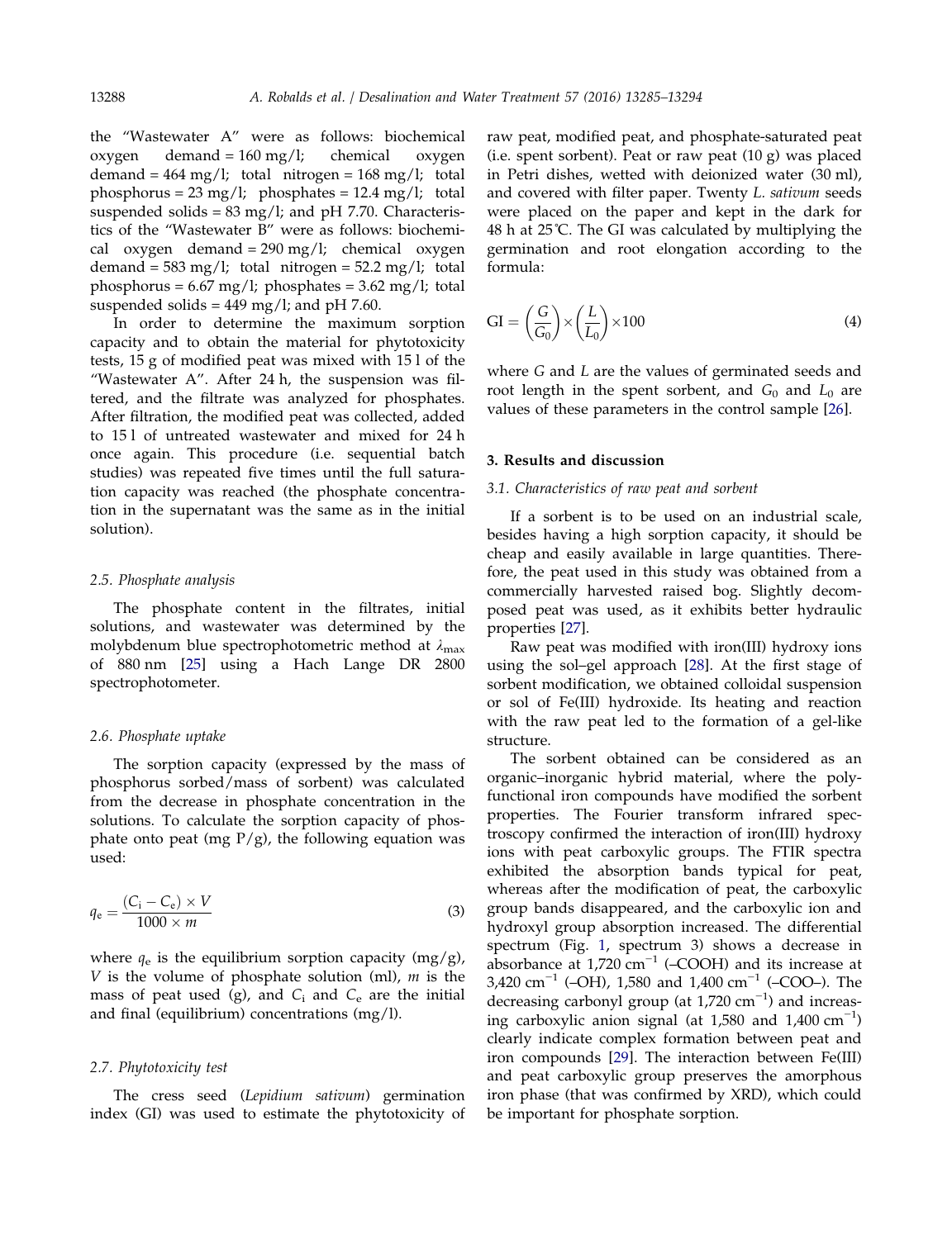the "Wastewater A" were as follows: biochemical oxygen demand = 160 mg/l; chemical oxygen demand = 464 mg/l; total nitrogen = 168 mg/l; total phosphorus = 23 mg/l; phosphates = 12.4 mg/l; total suspended solids = 83 mg/l; and pH 7.70. Characteristics of the "Wastewater B" were as follows: biochemical oxygen demand = 290 mg/l; chemical oxygen demand = 583 mg/l; total nitrogen = 52.2 mg/l; total phosphorus = 6.67 mg/l; phosphates = 3.62 mg/l; total suspended solids = 449 mg/l; and pH 7.60.

In order to determine the maximum sorption capacity and to obtain the material for phytotoxicity tests, 15 g of modified peat was mixed with 15 l of the "Wastewater A". After 24 h, the suspension was filtered, and the filtrate was analyzed for phosphates. After filtration, the modified peat was collected, added to 15 l of untreated wastewater and mixed for 24 h once again. This procedure (i.e. sequential batch studies) was repeated five times until the full saturation capacity was reached (the phosphate concentration in the supernatant was the same as in the initial solution).

### 2.5. Phosphate analysis

The phosphate content in the filtrates, initial solutions, and wastewater was determined by the molybdenum blue spectrophotometric method at $\lambda_{max}$ of 880 nm [25] using a Hach Lange DR 2800 spectrophotometer.

### 2.6. Phosphate uptake

The sorption capacity (expressed by the mass of phosphorus sorbed/mass of sorbent) was calculated from the decrease in phosphate concentration in the solutions. To calculate the sorption capacity of phosphate onto peat (mg P/g), the following equation was used:

$$q_e = \frac{(C_i - C_e) \times V}{1000 \times m} \tag{3}$$

where $q_e$ is the equilibrium sorption capacity (mg/g), $V$ is the volume of phosphate solution (ml), $m$ is the mass of peat used (g), and $C_i$ and $C_e$ are the initial and final (equilibrium) concentrations (mg/l).

### 2.7. Phytotoxicity test

The cress seed (*Lepidium sativum*) germination index (GI) was used to estimate the phytotoxicity of raw peat, modified peat, and phosphate-saturated peat (i.e. spent sorbent). Peat or raw peat (10 g) was placed in Petri dishes, wetted with deionized water (30 ml), and covered with filter paper. Twenty *L. sativum* seeds were placed on the paper and kept in the dark for 48 h at 25℃. The GI was calculated by multiplying the germination and root elongation according to the formula:

$$\text{GI} = \left(\frac{G}{G_0}\right) \times \left(\frac{L}{L_0}\right) \times 100 \tag{4}$$

where $G$ and $L$ are the values of germinated seeds and root length in the spent sorbent, and $G_0$ and $L_0$ are values of these parameters in the control sample [26].

## 3. Results and discussion

### 3.1. Characteristics of raw peat and sorbent

If a sorbent is to be used on an industrial scale, besides having a high sorption capacity, it should be cheap and easily available in large quantities. Therefore, the peat used in this study was obtained from a commercially harvested raised bog. Slightly decomposed peat was used, as it exhibits better hydraulic properties [27].

Raw peat was modified with iron(III) hydroxy ions using the sol–gel approach [28]. At the first stage of sorbent modification, we obtained colloidal suspension or sol of Fe(III) hydroxide. Its heating and reaction with the raw peat led to the formation of a gel-like structure.

The sorbent obtained can be considered as an organic–inorganic hybrid material, where the polyfunctional iron compounds have modified the sorbent properties. The Fourier transform infrared spectroscopy confirmed the interaction of iron(III) hydroxy ions with peat carboxylic groups. The FTIR spectra exhibited the absorption bands typical for peat, whereas after the modification of peat, the carboxylic group bands disappeared, and the carboxylic ion and hydroxyl group absorption increased. The differential spectrum (Fig. 1, spectrum 3) shows a decrease in absorbance at 1,720 $cm^{-1}$ (–COOH) and its increase at 3,420 $cm^{-1}$ (–OH), 1,580 and 1,400 $cm^{-1}$ (–COO–). The decreasing carbonyl group (at 1,720 $cm^{-1}$) and increasing carboxylic anion signal (at 1,580 and 1,400 $cm^{-1}$) clearly indicate complex formation between peat and iron compounds [29]. The interaction between Fe(III) and peat carboxylic group preserves the amorphous iron phase (that was confirmed by XRD), which could be important for phosphate sorption.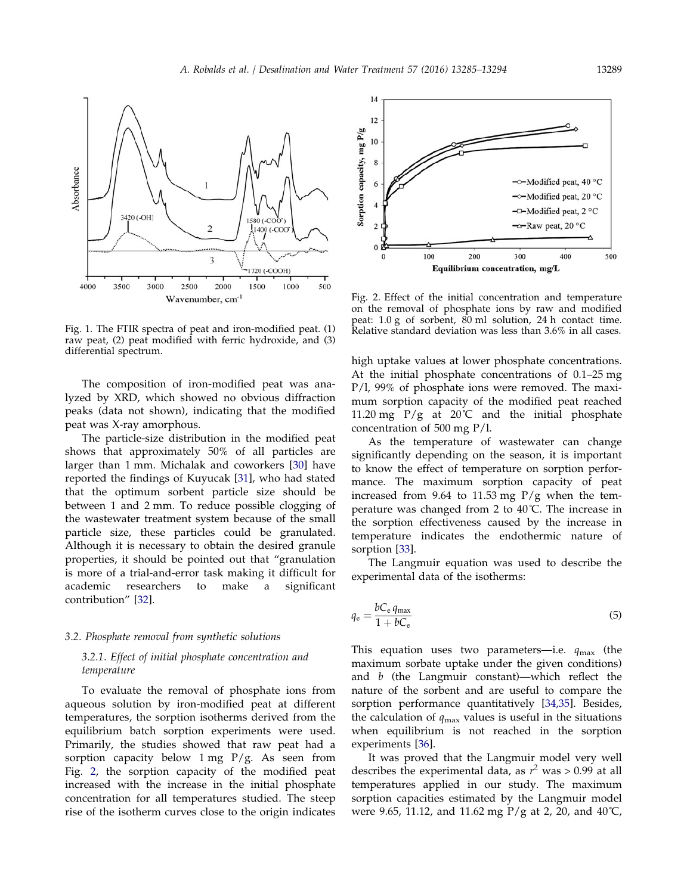Fig. 1. The FTIR spectra of peat and iron-modified peat. (1) raw peat, (2) peat modified with ferric hydroxide, and (3) differential spectrum.

The composition of iron-modified peat was analyzed by XRD, which showed no obvious diffraction peaks (data not shown), indicating that the modified peat was X-ray amorphous.

The particle-size distribution in the modified peat shows that approximately 50% of all particles are larger than 1 mm. Michalak and coworkers [30] have reported the findings of Kuyucak [31], who had stated that the optimum sorbent particle size should be between 1 and 2 mm. To reduce possible clogging of the wastewater treatment system because of the small particle size, these particles could be granulated. Although it is necessary to obtain the desired granule properties, it should be pointed out that "granulation is more of a trial-and-error task making it difficult for academic researchers to make a significant contribution" [32].

### 3.2. Phosphate removal from synthetic solutions

#### 3.2.1. Effect of initial phosphate concentration and temperature

To evaluate the removal of phosphate ions from aqueous solution by iron-modified peat at different temperatures, the sorption isotherms derived from the equilibrium batch sorption experiments were used. Primarily, the studies showed that raw peat had a sorption capacity below 1 mg P/g. As seen from Fig. 2, the sorption capacity of the modified peat increased with the increase in the initial phosphate concentration for all temperatures studied. The steep rise of the isotherm curves close to the origin indicates high uptake values at lower phosphate concentrations. At the initial phosphate concentrations of 0.1–25 mg P/l, 99% of phosphate ions were removed. The maximum sorption capacity of the modified peat reached 11.20 mg P/g at 20°C and the initial phosphate concentration of 500 mg P/l.

Fig. 2. Effect of the initial concentration and temperature on the removal of phosphate ions by raw and modified peat: 1.0 g of sorbent, 80 ml solution, 24 h contact time. Relative standard deviation was less than 3.6% in all cases.

As the temperature of wastewater can change significantly depending on the season, it is important to know the effect of temperature on sorption performance. The maximum sorption capacity of peat increased from 9.64 to 11.53 mg P/g when the temperature was changed from 2 to 40°C. The increase in the sorption effectiveness caused by the increase in temperature indicates the endothermic nature of sorption [33].

The Langmuir equation was used to describe the experimental data of the isotherms:

$$q_e = \frac{bC_e q_{max}}{1 + bC_e} \tag{5}$$

This equation uses two parameters—i.e. $q_{max}$ (the maximum sorbate uptake under the given conditions) and $b$ (the Langmuir constant)—which reflect the nature of the sorbent and are useful to compare the sorption performance quantitatively [34,35]. Besides, the calculation of $q_{max}$ values is useful in the situations when equilibrium is not reached in the sorption experiments [36].

It was proved that the Langmuir model very well describes the experimental data, as $r^2$ was > 0.99 at all temperatures applied in our study. The maximum sorption capacities estimated by the Langmuir model were 9.65, 11.12, and 11.62 mg P/g at 2, 20, and 40°C,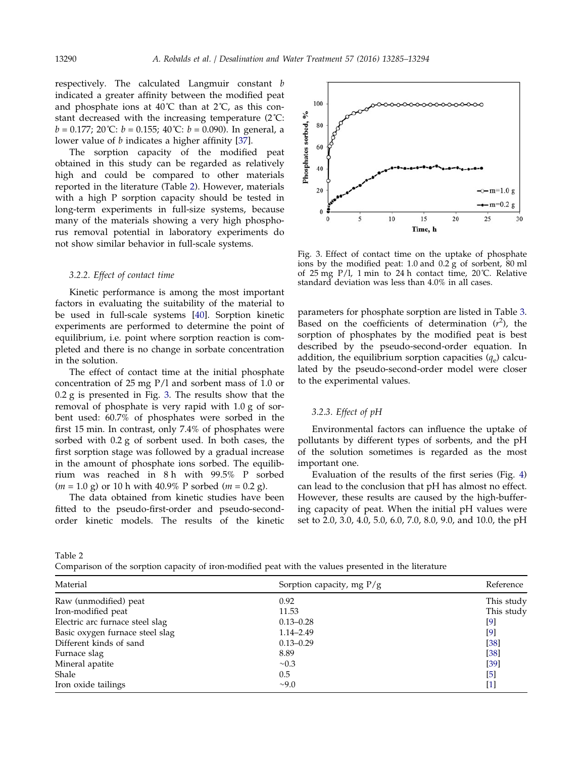respectively. The calculated Langmuir constant $b$ indicated a greater affinity between the modified peat and phosphate ions at 40°C than at 2°C, as this constant decreased with the increasing temperature (2°C: $b$ = 0.177; 20°C: $b$ = 0.155; 40°C: $b$ = 0.090). In general, a lower value of $b$ indicates a higher affinity [37].

The sorption capacity of the modified peat obtained in this study can be regarded as relatively high and could be compared to other materials reported in the literature (Table 2). However, materials with a high P sorption capacity should be tested in long-term experiments in full-size systems, because many of the materials showing a very high phosphorus removal potential in laboratory experiments do not show similar behavior in full-scale systems.

### 3.2.2. Effect of contact time

Kinetic performance is among the most important factors in evaluating the suitability of the material to be used in full-scale systems [40]. Sorption kinetic experiments are performed to determine the point of equilibrium, i.e. point where sorption reaction is completed and there is no change in sorbate concentration in the solution.

The effect of contact time at the initial phosphate concentration of 25 mg P/l and sorbent mass of 1.0 or 0.2 g is presented in Fig. 3. The results show that the removal of phosphate is very rapid with 1.0 g of sorbent used: 60.7% of phosphates were sorbed in the first 15 min. In contrast, only 7.4% of phosphates were sorbed with 0.2 g of sorbent used. In both cases, the first sorption stage was followed by a gradual increase in the amount of phosphate ions sorbed. The equilibrium was reached in 8 h with 99.5% P sorbed ($m$ = 1.0 g) or 10 h with 40.9% P sorbed ($m$ = 0.2 g).

The data obtained from kinetic studies have been fitted to the pseudo-first-order and pseudo-second-order kinetic models. The results of the kinetic parameters for phosphate sorption are listed in Table 3. Based on the coefficients of determination ($r^2$), the sorption of phosphates by the modified peat is best described by the pseudo-second-order equation. In addition, the equilibrium sorption capacities ($q_e$) calculated by the pseudo-second-order model were closer to the experimental values.

Fig. 3. Effect of contact time on the uptake of phosphate ions by the modified peat: 1.0 and 0.2 g of sorbent, 80 ml of 25 mg P/l, 1 min to 24 h contact time, 20°C. Relative standard deviation was less than 4.0% in all cases.

### 3.2.3. Effect of pH

Environmental factors can influence the uptake of pollutants by different types of sorbents, and the pH of the solution sometimes is regarded as the most important one.

Evaluation of the results of the first series (Fig. 4) can lead to the conclusion that pH has almost no effect. However, these results are caused by the high-buffering capacity of peat. When the initial pH values were set to 2.0, 3.0, 4.0, 5.0, 6.0, 7.0, 8.0, 9.0, and 10.0, the pH

Table 2
Comparison of the sorption capacity of iron-modified peat with the values presented in the literature

| Material | Sorption capacity, mg P/g | Reference |
|---|---|---|
| Raw (unmodified) peat | 0.92 | This study |
| Iron-modified peat | 11.53 | This study |
| Electric arc furnace steel slag | 0.13–0.28 | [9] |
| Basic oxygen furnace steel slag | 1.14–2.49 | [9] |
| Different kinds of sand | 0.13–0.29 | [38] |
| Furnace slag | 8.89 | [38] |
| Mineral apatite | ~0.3 | [39] |
| Shale | 0.5 | [5] |
| Iron oxide tailings | ~9.0 | [1] |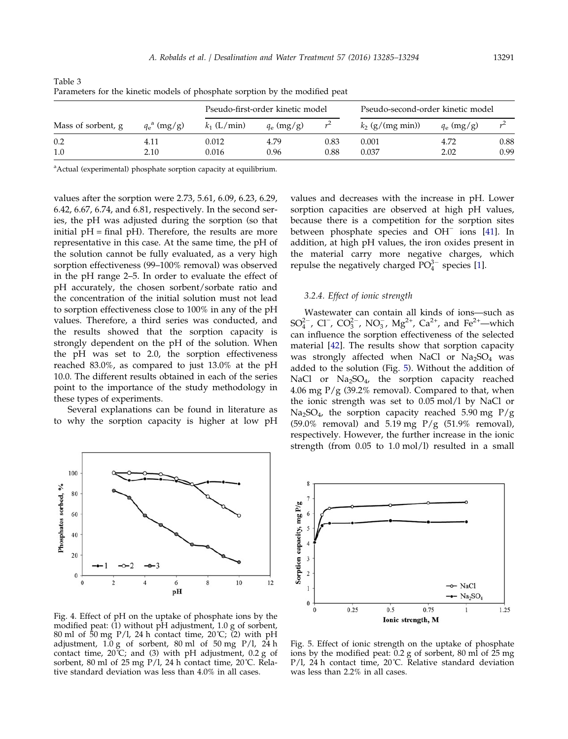Table 3
Parameters for the kinetic models of phosphate sorption by the modified peat

| Mass of sorbent, g | $q_e$[a] (mg/g) | Pseudo-first-order kinetic model | | | Pseudo-second-order kinetic model | | |
|---|---|---|---|---|---|---|---|
| | | $k_1$ (L/min) | $q_e$ (mg/g) | $r^2$ | $k_2$ (g/(mg min)) | $q_e$ (mg/g) | $r^2$ |
| 0.2 | 4.11 | 0.012 | 4.79 | 0.83 | 0.001 | 4.72 | 0.88 |
| 1.0 | 2.10 | 0.016 | 0.96 | 0.88 | 0.037 | 2.02 | 0.99 |

[a]Actual (experimental) phosphate sorption capacity at equilibrium.

values after the sorption were 2.73, 5.61, 6.09, 6.23, 6.29, 6.42, 6.67, 6.74, and 6.81, respectively. In the second series, the pH was adjusted during the sorption (so that initial pH = final pH). Therefore, the results are more representative in this case. At the same time, the pH of the solution cannot be fully evaluated, as a very high sorption effectiveness (99–100% removal) was observed in the pH range 2–5. In order to evaluate the effect of pH accurately, the chosen sorbent/sorbate ratio and the concentration of the initial solution must not lead to sorption effectiveness close to 100% in any of the pH values. Therefore, a third series was conducted, and the results showed that the sorption capacity is strongly dependent on the pH of the solution. When the pH was set to 2.0, the sorption effectiveness reached 83.0%, as compared to just 13.0% at the pH 10.0. The different results obtained in each of the series point to the importance of the study methodology in these types of experiments.

Several explanations can be found in literature as to why the sorption capacity is higher at low pH values and decreases with the increase in pH. Lower sorption capacities are observed at high pH values, because there is a competition for the sorption sites between phosphate species and $OH^-$ ions [41]. In addition, at high pH values, the iron oxides present in the material carry more negative charges, which repulse the negatively charged $PO_4^{3-}$ species [1].

Fig. 4. Effect of pH on the uptake of phosphate ions by the modified peat: (1) without pH adjustment, 1.0 g of sorbent, 80 ml of 50 mg P/l, 24 h contact time, 20˚C; (2) with pH adjustment, 1.0 g of sorbent, 80 ml of 50 mg P/l, 24 h contact time, 20˚C; and (3) with pH adjustment, 0.2 g of sorbent, 80 ml of 25 mg P/l, 24 h contact time, 20˚C. Relative standard deviation was less than 4.0% in all cases.

### 3.2.4. Effect of ionic strength

Wastewater can contain all kinds of ions—such as $SO_4^{2-}$, $Cl^-$, $CO_3^{2-}$, $NO_3^-$, $Mg^{2+}$, $Ca^{2+}$, and $Fe^{2+}$—which can influence the sorption effectiveness of the selected material [42]. The results show that sorption capacity was strongly affected when NaCl or $Na_2SO_4$ was added to the solution (Fig. 5). Without the addition of NaCl or $Na_2SO_4$, the sorption capacity reached 4.06 mg P/g (39.2% removal). Compared to that, when the ionic strength was set to 0.05 mol/l by NaCl or $Na_2SO_4$, the sorption capacity reached 5.90 mg P/g (59.0% removal) and 5.19 mg P/g (51.9% removal), respectively. However, the further increase in the ionic strength (from 0.05 to 1.0 mol/l) resulted in a small

Fig. 5. Effect of ionic strength on the uptake of phosphate ions by the modified peat: 0.2 g of sorbent, 80 ml of 25 mg P/l, 24 h contact time, 20˚C. Relative standard deviation was less than 2.2% in all cases.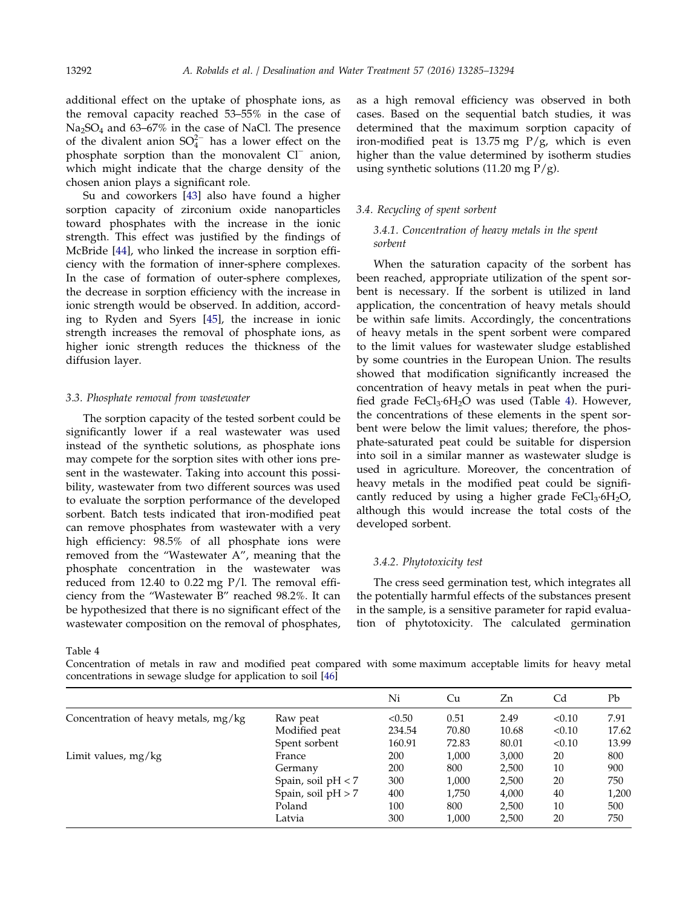additional effect on the uptake of phosphate ions, as the removal capacity reached 53–55% in the case of $Na_2SO_4$ and 63–67% in the case of NaCl. The presence of the divalent anion $SO_4^{2-}$ has a lower effect on the phosphate sorption than the monovalent $Cl^-$ anion, which might indicate that the charge density of the chosen anion plays a significant role.

Su and coworkers [43] also have found a higher sorption capacity of zirconium oxide nanoparticles toward phosphates with the increase in the ionic strength. This effect was justified by the findings of McBride [44], who linked the increase in sorption efficiency with the formation of inner-sphere complexes. In the case of formation of outer-sphere complexes, the decrease in sorption efficiency with the increase in ionic strength would be observed. In addition, according to Ryden and Syers [45], the increase in ionic strength increases the removal of phosphate ions, as higher ionic strength reduces the thickness of the diffusion layer.

### *3.3. Phosphate removal from wastewater*

The sorption capacity of the tested sorbent could be significantly lower if a real wastewater was used instead of the synthetic solutions, as phosphate ions may compete for the sorption sites with other ions present in the wastewater. Taking into account this possibility, wastewater from two different sources was used to evaluate the sorption performance of the developed sorbent. Batch tests indicated that iron-modified peat can remove phosphates from wastewater with a very high efficiency: 98.5% of all phosphate ions were removed from the "Wastewater A", meaning that the phosphate concentration in the wastewater was reduced from 12.40 to 0.22 mg P/l. The removal efficiency from the "Wastewater B" reached 98.2%. It can be hypothesized that there is no significant effect of the wastewater composition on the removal of phosphates, as a high removal efficiency was observed in both cases. Based on the sequential batch studies, it was determined that the maximum sorption capacity of iron-modified peat is 13.75 mg P/g, which is even higher than the value determined by isotherm studies using synthetic solutions (11.20 mg P/g).

### *3.4. Recycling of spent sorbent*

#### *3.4.1. Concentration of heavy metals in the spent sorbent*

When the saturation capacity of the sorbent has been reached, appropriate utilization of the spent sorbent is necessary. If the sorbent is utilized in land application, the concentration of heavy metals should be within safe limits. Accordingly, the concentrations of heavy metals in the spent sorbent were compared to the limit values for wastewater sludge established by some countries in the European Union. The results showed that modification significantly increased the concentration of heavy metals in peat when the purified grade $FeCl_3{\cdot}6H_2O$ was used (Table 4). However, the concentrations of these elements in the spent sorbent were below the limit values; therefore, the phosphate-saturated peat could be suitable for dispersion into soil in a similar manner as wastewater sludge is used in agriculture. Moreover, the concentration of heavy metals in the modified peat could be significantly reduced by using a higher grade $FeCl_3{\cdot}6H_2O$, although this would increase the total costs of the developed sorbent.

#### *3.4.2. Phytotoxicity test*

The cress seed germination test, which integrates all the potentially harmful effects of the substances present in the sample, is a sensitive parameter for rapid evaluation of phytotoxicity. The calculated germination

Table 4
Concentration of metals in raw and modified peat compared with some maximum acceptable limits for heavy metal concentrations in sewage sludge for application to soil [46]

| | | Ni | Cu | Zn | Cd | Pb |
|---|---|---|---|---|---|---|
| Concentration of heavy metals, mg/kg | Raw peat | <0.50 | 0.51 | 2.49 | <0.10 | 7.91 |
| | Modified peat | 234.54 | 70.80 | 10.68 | <0.10 | 17.62 |
| | Spent sorbent | 160.91 | 72.83 | 80.01 | <0.10 | 13.99 |
| Limit values, mg/kg | France | 200 | 1,000 | 3,000 | 20 | 800 |
| | Germany | 200 | 800 | 2,500 | 10 | 900 |
| | Spain, soil pH < 7 | 300 | 1,000 | 2,500 | 20 | 750 |
| | Spain, soil pH > 7 | 400 | 1,750 | 4,000 | 40 | 1,200 |
| | Poland | 100 | 800 | 2,500 | 10 | 500 |
| | Latvia | 300 | 1,000 | 2,500 | 20 | 750 |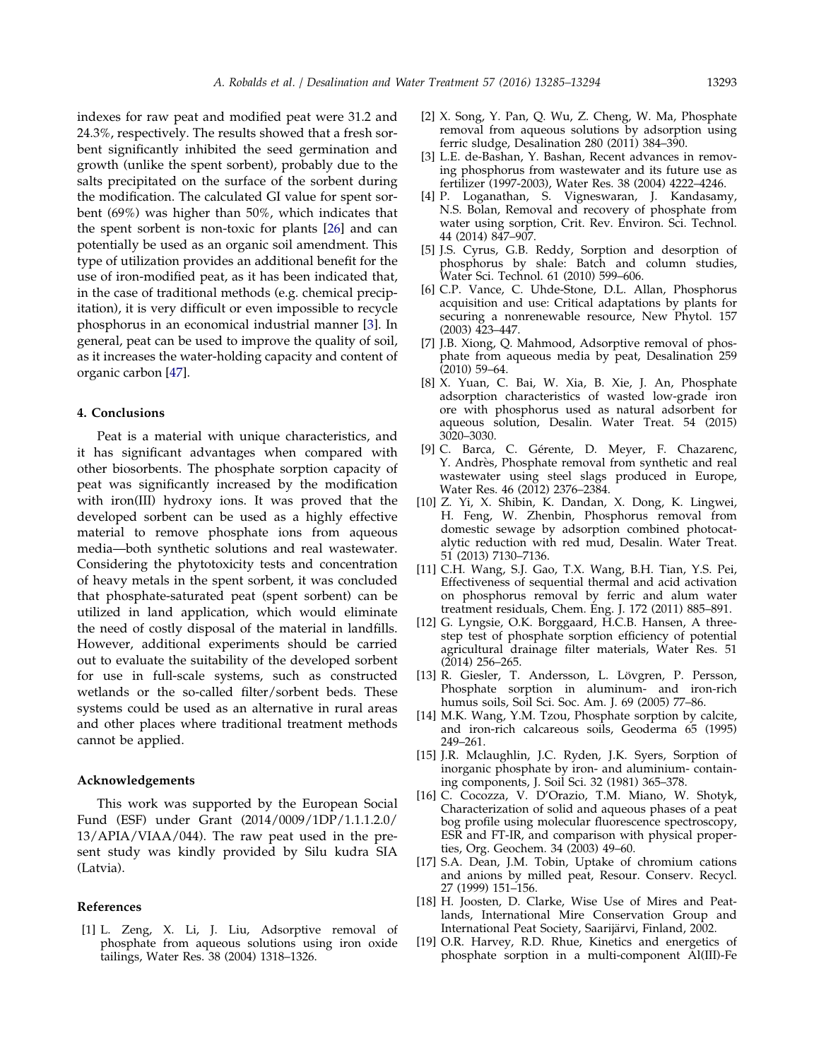indexes for raw peat and modified peat were 31.2 and 24.3%, respectively. The results showed that a fresh sorbent significantly inhibited the seed germination and growth (unlike the spent sorbent), probably due to the salts precipitated on the surface of the sorbent during the modification. The calculated GI value for spent sorbent (69%) was higher than 50%, which indicates that the spent sorbent is non-toxic for plants [26] and can potentially be used as an organic soil amendment. This type of utilization provides an additional benefit for the use of iron-modified peat, as it has been indicated that, in the case of traditional methods (e.g. chemical precipitation), it is very difficult or even impossible to recycle phosphorus in an economical industrial manner [3]. In general, peat can be used to improve the quality of soil, as it increases the water-holding capacity and content of organic carbon [47].

## 4. Conclusions

Peat is a material with unique characteristics, and it has significant advantages when compared with other biosorbents. The phosphate sorption capacity of peat was significantly increased by the modification with iron(III) hydroxy ions. It was proved that the developed sorbent can be used as a highly effective material to remove phosphate ions from aqueous media—both synthetic solutions and real wastewater. Considering the phytotoxicity tests and concentration of heavy metals in the spent sorbent, it was concluded that phosphate-saturated peat (spent sorbent) can be utilized in land application, which would eliminate the need of costly disposal of the material in landfills. However, additional experiments should be carried out to evaluate the suitability of the developed sorbent for use in full-scale systems, such as constructed wetlands or the so-called filter/sorbent beds. These systems could be used as an alternative in rural areas and other places where traditional treatment methods cannot be applied.

## Acknowledgements

This work was supported by the European Social Fund (ESF) under Grant (2014/0009/1DP/1.1.1.2.0/13/APIA/VIAA/044). The raw peat used in the present study was kindly provided by Silu kudra SIA (Latvia).

## References

[1] L. Zeng, X. Li, J. Liu, Adsorptive removal of phosphate from aqueous solutions using iron oxide tailings, Water Res. 38 (2004) 1318–1326.

[2] X. Song, Y. Pan, Q. Wu, Z. Cheng, W. Ma, Phosphate removal from aqueous solutions by adsorption using ferric sludge, Desalination 280 (2011) 384–390.

[3] L.E. de-Bashan, Y. Bashan, Recent advances in removing phosphorus from wastewater and its future use as fertilizer (1997-2003), Water Res. 38 (2004) 4222–4246.

[4] P. Loganathan, S. Vigneswaran, J. Kandasamy, N.S. Bolan, Removal and recovery of phosphate from water using sorption, Crit. Rev. Environ. Sci. Technol. 44 (2014) 847–907.

[5] J.S. Cyrus, G.B. Reddy, Sorption and desorption of phosphorus by shale: Batch and column studies, Water Sci. Technol. 61 (2010) 599–606.

[6] C.P. Vance, C. Uhde-Stone, D.L. Allan, Phosphorus acquisition and use: Critical adaptations by plants for securing a nonrenewable resource, New Phytol. 157 (2003) 423–447.

[7] J.B. Xiong, Q. Mahmood, Adsorptive removal of phosphate from aqueous media by peat, Desalination 259 (2010) 59–64.

[8] X. Yuan, C. Bai, W. Xia, B. Xie, J. An, Phosphate adsorption characteristics of wasted low-grade iron ore with phosphorus used as natural adsorbent for aqueous solution, Desalin. Water Treat. 54 (2015) 3020–3030.

[9] C. Barca, C. Gérente, D. Meyer, F. Chazarenc, Y. Andrès, Phosphate removal from synthetic and real wastewater using steel slags produced in Europe, Water Res. 46 (2012) 2376–2384.

[10] Z. Yi, X. Shibin, K. Dandan, X. Dong, K. Lingwei, H. Feng, W. Zhenbin, Phosphorus removal from domestic sewage by adsorption combined photocatalytic reduction with red mud, Desalin. Water Treat. 51 (2013) 7130–7136.

[11] C.H. Wang, S.J. Gao, T.X. Wang, B.H. Tian, Y.S. Pei, Effectiveness of sequential thermal and acid activation on phosphorus removal by ferric and alum water treatment residuals, Chem. Eng. J. 172 (2011) 885–891.

[12] G. Lyngsie, O.K. Borggaard, H.C.B. Hansen, A three-step test of phosphate sorption efficiency of potential agricultural drainage filter materials, Water Res. 51 (2014) 256–265.

[13] R. Giesler, T. Andersson, L. Lövgren, P. Persson, Phosphate sorption in aluminum- and iron-rich humus soils, Soil Sci. Soc. Am. J. 69 (2005) 77–86.

[14] M.K. Wang, Y.M. Tzou, Phosphate sorption by calcite, and iron-rich calcareous soils, Geoderma 65 (1995) 249–261.

[15] J.R. Mclaughlin, J.C. Ryden, J.K. Syers, Sorption of inorganic phosphate by iron- and aluminium- containing components, J. Soil Sci. 32 (1981) 365–378.

[16] C. Cocozza, V. D'Orazio, T.M. Miano, W. Shotyk, Characterization of solid and aqueous phases of a peat bog profile using molecular fluorescence spectroscopy, ESR and FT-IR, and comparison with physical properties, Org. Geochem. 34 (2003) 49–60.

[17] S.A. Dean, J.M. Tobin, Uptake of chromium cations and anions by milled peat, Resour. Conserv. Recycl. 27 (1999) 151–156.

[18] H. Joosten, D. Clarke, Wise Use of Mires and Peatlands, International Mire Conservation Group and International Peat Society, Saarijärvi, Finland, 2002.

[19] O.R. Harvey, R.D. Rhue, Kinetics and energetics of phosphate sorption in a multi-component Al(III)-Fe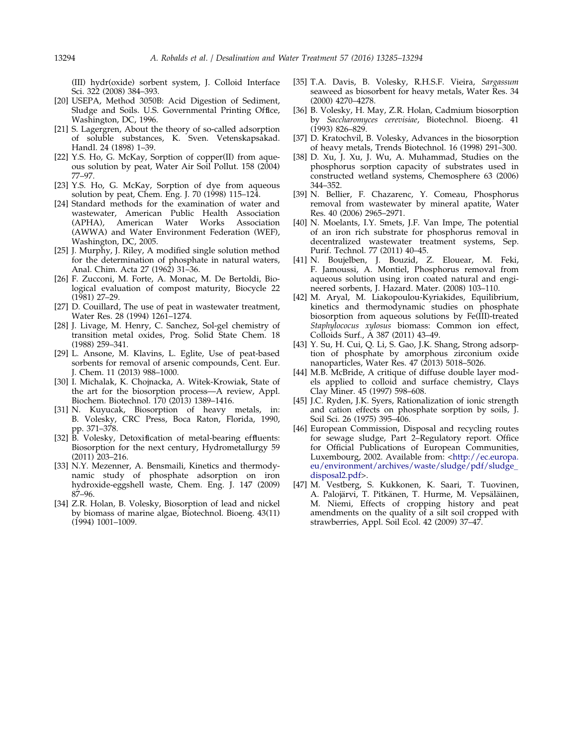(III) hydr(oxide) sorbent system, J. Colloid Interface Sci. 322 (2008) 384–393.

[20] USEPA, Method 3050B: Acid Digestion of Sediment, Sludge and Soils. U.S. Governmental Printing Office, Washington, DC, 1996.

[21] S. Lagergren, About the theory of so-called adsorption of soluble substances, K. Sven. Vetenskapsakad. Handl. 24 (1898) 1–39.

[22] Y.S. Ho, G. McKay, Sorption of copper(II) from aqueous solution by peat, Water Air Soil Pollut. 158 (2004) 77–97.

[23] Y.S. Ho, G. McKay, Sorption of dye from aqueous solution by peat, Chem. Eng. J. 70 (1998) 115–124.

[24] Standard methods for the examination of water and wastewater, American Public Health Association (APHA), American Water Works Association (AWWA) and Water Environment Federation (WEF), Washington, DC, 2005.

[25] J. Murphy, J. Riley, A modified single solution method for the determination of phosphate in natural waters, Anal. Chim. Acta 27 (1962) 31–36.

[26] F. Zucconi, M. Forte, A. Monac, M. De Bertoldi, Biological evaluation of compost maturity, Biocycle 22 (1981) 27–29.

[27] D. Couillard, The use of peat in wastewater treatment, Water Res. 28 (1994) 1261–1274.

[28] J. Livage, M. Henry, C. Sanchez, Sol-gel chemistry of transition metal oxides, Prog. Solid State Chem. 18 (1988) 259–341.

[29] L. Ansone, M. Klavins, L. Eglite, Use of peat-based sorbents for removal of arsenic compounds, Cent. Eur. J. Chem. 11 (2013) 988–1000.

[30] I. Michalak, K. Chojnacka, A. Witek-Krowiak, State of the art for the biosorption process—A review, Appl. Biochem. Biotechnol. 170 (2013) 1389–1416.

[31] N. Kuyucak, Biosorption of heavy metals, in: B. Volesky, CRC Press, Boca Raton, Florida, 1990, pp. 371–378.

[32] B. Volesky, Detoxification of metal-bearing effluents: Biosorption for the next century, Hydrometallurgy 59 (2011) 203–216.

[33] N.Y. Mezenner, A. Bensmaili, Kinetics and thermodynamic study of phosphate adsorption on iron hydroxide-eggshell waste, Chem. Eng. J. 147 (2009) 87–96.

[34] Z.R. Holan, B. Volesky, Biosorption of lead and nickel by biomass of marine algae, Biotechnol. Bioeng. 43(11) (1994) 1001–1009.

[35] T.A. Davis, B. Volesky, R.H.S.F. Vieira, *Sargassum* seaweed as biosorbent for heavy metals, Water Res. 34 (2000) 4270–4278.

[36] B. Volesky, H. May, Z.R. Holan, Cadmium biosorption by *Saccharomyces cerevisiae*, Biotechnol. Bioeng. 41 (1993) 826–829.

[37] D. Kratochvil, B. Volesky, Advances in the biosorption of heavy metals, Trends Biotechnol. 16 (1998) 291–300.

[38] D. Xu, J. Xu, J. Wu, A. Muhammad, Studies on the phosphorus sorption capacity of substrates used in constructed wetland systems, Chemosphere 63 (2006) 344–352.

[39] N. Bellier, F. Chazarenc, Y. Comeau, Phosphorus removal from wastewater by mineral apatite, Water Res. 40 (2006) 2965–2971.

[40] N. Moelants, I.Y. Smets, J.F. Van Impe, The potential of an iron rich substrate for phosphorus removal in decentralized wastewater treatment systems, Sep. Purif. Technol. 77 (2011) 40–45.

[41] N. Boujelben, J. Bouzid, Z. Elouear, M. Feki, F. Jamoussi, A. Montiel, Phosphorus removal from aqueous solution using iron coated natural and engineered sorbents, J. Hazard. Mater. (2008) 103–110.

[42] M. Aryal, M. Liakopoulou-Kyriakides, Equilibrium, kinetics and thermodynamic studies on phosphate biosorption from aqueous solutions by Fe(III)-treated *Staphylococus xylosus* biomass: Common ion effect, Colloids Surf., A 387 (2011) 43–49.

[43] Y. Su, H. Cui, Q. Li, S. Gao, J.K. Shang, Strong adsorption of phosphate by amorphous zirconium oxide nanoparticles, Water Res. 47 (2013) 5018–5026.

[44] M.B. McBride, A critique of diffuse double layer models applied to colloid and surface chemistry, Clays Clay Miner. 45 (1997) 598–608.

[45] J.C. Ryden, J.K. Syers, Rationalization of ionic strength and cation effects on phosphate sorption by soils, J. Soil Sci. 26 (1975) 395–406.

[46] European Commission, Disposal and recycling routes for sewage sludge, Part 2–Regulatory report. Office for Official Publications of European Communities, Luxembourg, 2002. Available from: <http://ec.europa.eu/environment/archives/waste/sludge/pdf/sludge_disposal2.pdf>.

[47] M. Vestberg, S. Kukkonen, K. Saari, T. Tuovinen, A. Palojärvi, T. Pitkänen, T. Hurme, M. Vepsäläinen, M. Niemi, Effects of cropping history and peat amendments on the quality of a silt soil cropped with strawberries, Appl. Soil Ecol. 42 (2009) 37–47.